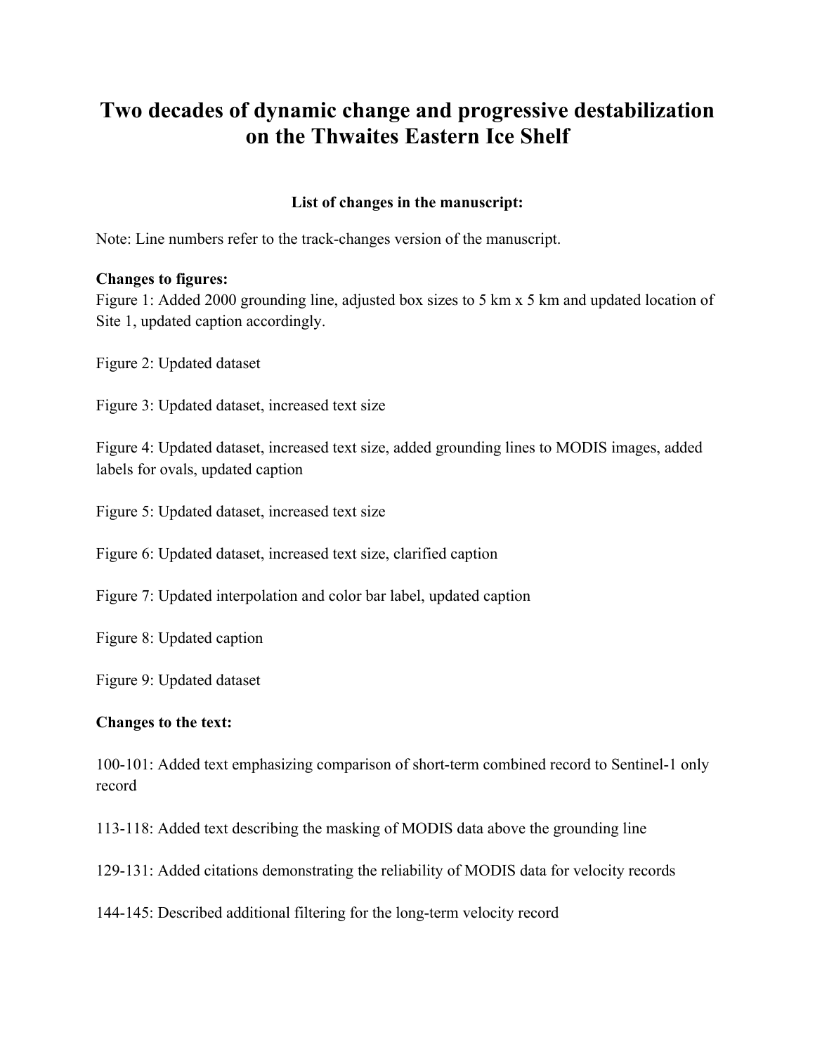# Two decades of dynamic change and progressive destabilization on the Thwaites Eastern Ice Shelf

**List of changes in the manuscript:**

Note: Line numbers refer to the track-changes version of the manuscript.

**Changes to figures:**

Figure 1: Added 2000 grounding line, adjusted box sizes to 5 km x 5 km and updated location of Site 1, updated caption accordingly.

Figure 2: Updated dataset

Figure 3: Updated dataset, increased text size

Figure 4: Updated dataset, increased text size, added grounding lines to MODIS images, added labels for ovals, updated caption

Figure 5: Updated dataset, increased text size

Figure 6: Updated dataset, increased text size, clarified caption

Figure 7: Updated interpolation and color bar label, updated caption

Figure 8: Updated caption

Figure 9: Updated dataset

**Changes to the text:**

100-101: Added text emphasizing comparison of short-term combined record to Sentinel-1 only record

113-118: Added text describing the masking of MODIS data above the grounding line

129-131: Added citations demonstrating the reliability of MODIS data for velocity records

144-145: Described additional filtering for the long-term velocity record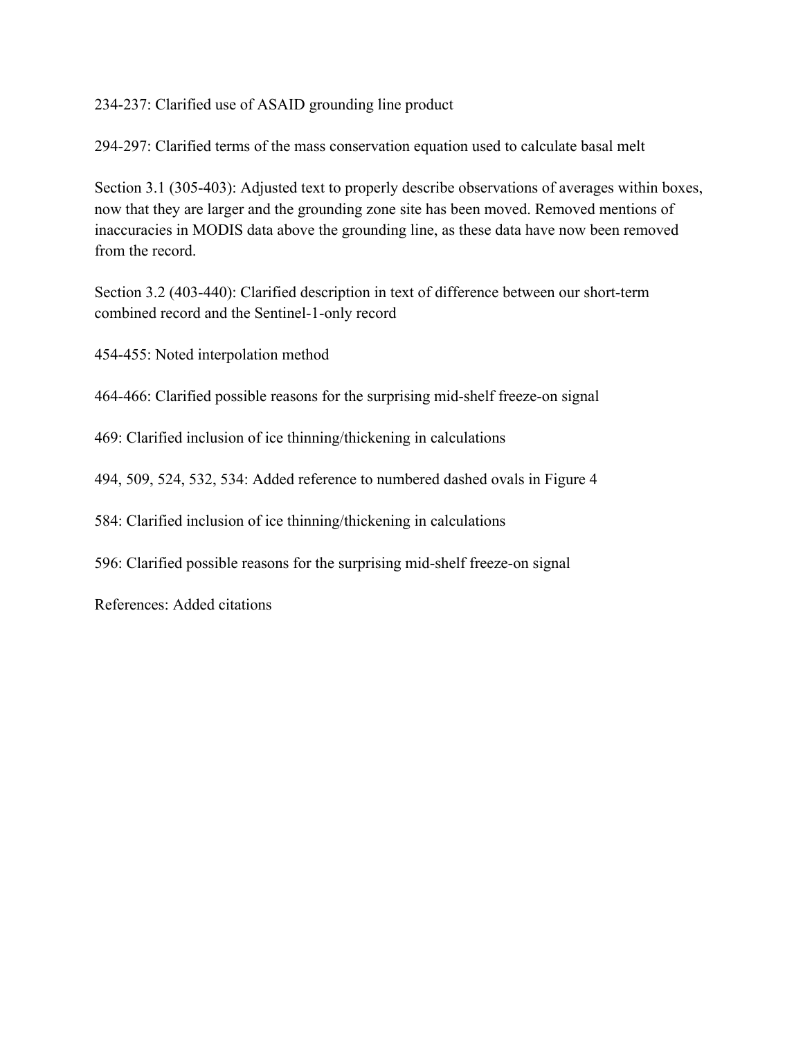234-237: Clarified use of ASAID grounding line product

294-297: Clarified terms of the mass conservation equation used to calculate basal melt

Section 3.1 (305-403): Adjusted text to properly describe observations of averages within boxes, now that they are larger and the grounding zone site has been moved. Removed mentions of inaccuracies in MODIS data above the grounding line, as these data have now been removed from the record.

Section 3.2 (403-440): Clarified description in text of difference between our short-term combined record and the Sentinel-1-only record

454-455: Noted interpolation method

464-466: Clarified possible reasons for the surprising mid-shelf freeze-on signal

469: Clarified inclusion of ice thinning/thickening in calculations

494, 509, 524, 532, 534: Added reference to numbered dashed ovals in Figure 4

584: Clarified inclusion of ice thinning/thickening in calculations

596: Clarified possible reasons for the surprising mid-shelf freeze-on signal

References: Added citations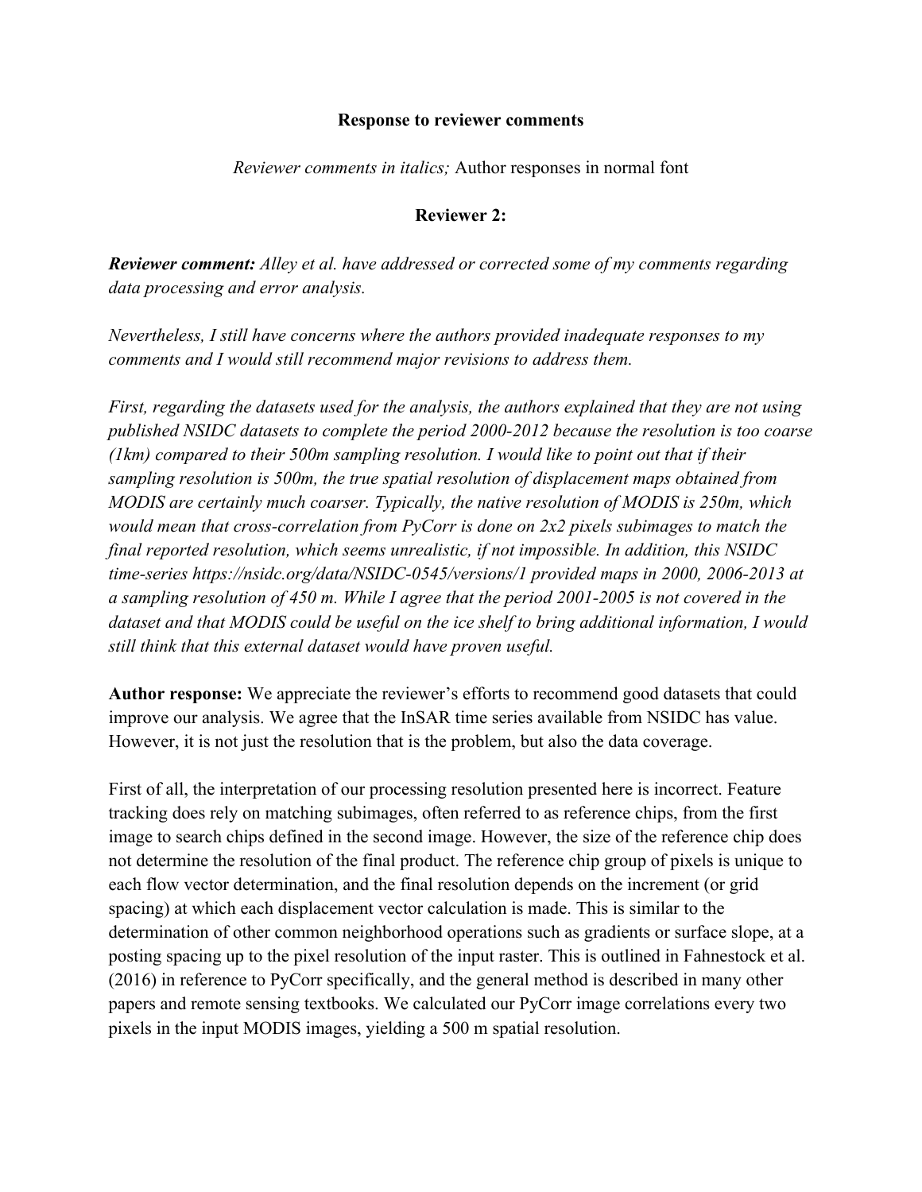**Response to reviewer comments**

*Reviewer comments in italics;* Author responses in normal font

**Reviewer 2:**

***Reviewer comment:*** *Alley et al. have addressed or corrected some of my comments regarding data processing and error analysis.*

*Nevertheless, I still have concerns where the authors provided inadequate responses to my comments and I would still recommend major revisions to address them.*

*First, regarding the datasets used for the analysis, the authors explained that they are not using published NSIDC datasets to complete the period 2000-2012 because the resolution is too coarse (1km) compared to their 500m sampling resolution. I would like to point out that if their sampling resolution is 500m, the true spatial resolution of displacement maps obtained from MODIS are certainly much coarser. Typically, the native resolution of MODIS is 250m, which would mean that cross-correlation from PyCorr is done on 2x2 pixels subimages to match the final reported resolution, which seems unrealistic, if not impossible. In addition, this NSIDC time-series https://nsidc.org/data/NSIDC-0545/versions/1 provided maps in 2000, 2006-2013 at a sampling resolution of 450 m. While I agree that the period 2001-2005 is not covered in the dataset and that MODIS could be useful on the ice shelf to bring additional information, I would still think that this external dataset would have proven useful.*

**Author response:** We appreciate the reviewer's efforts to recommend good datasets that could improve our analysis. We agree that the InSAR time series available from NSIDC has value. However, it is not just the resolution that is the problem, but also the data coverage.

First of all, the interpretation of our processing resolution presented here is incorrect. Feature tracking does rely on matching subimages, often referred to as reference chips, from the first image to search chips defined in the second image. However, the size of the reference chip does not determine the resolution of the final product. The reference chip group of pixels is unique to each flow vector determination, and the final resolution depends on the increment (or grid spacing) at which each displacement vector calculation is made. This is similar to the determination of other common neighborhood operations such as gradients or surface slope, at a posting spacing up to the pixel resolution of the input raster. This is outlined in Fahnestock et al. (2016) in reference to PyCorr specifically, and the general method is described in many other papers and remote sensing textbooks. We calculated our PyCorr image correlations every two pixels in the input MODIS images, yielding a 500 m spatial resolution.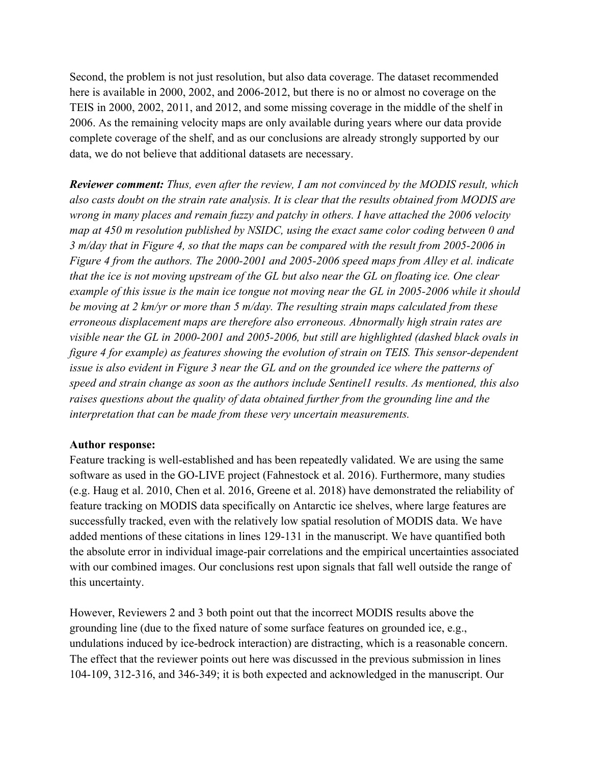Second, the problem is not just resolution, but also data coverage. The dataset recommended here is available in 2000, 2002, and 2006-2012, but there is no or almost no coverage on the TEIS in 2000, 2002, 2011, and 2012, and some missing coverage in the middle of the shelf in 2006. As the remaining velocity maps are only available during years where our data provide complete coverage of the shelf, and as our conclusions are already strongly supported by our data, we do not believe that additional datasets are necessary.

***Reviewer comment:*** *Thus, even after the review, I am not convinced by the MODIS result, which also casts doubt on the strain rate analysis. It is clear that the results obtained from MODIS are wrong in many places and remain fuzzy and patchy in others. I have attached the 2006 velocity map at 450 m resolution published by NSIDC, using the exact same color coding between 0 and 3 m/day that in Figure 4, so that the maps can be compared with the result from 2005-2006 in Figure 4 from the authors. The 2000-2001 and 2005-2006 speed maps from Alley et al. indicate that the ice is not moving upstream of the GL but also near the GL on floating ice. One clear example of this issue is the main ice tongue not moving near the GL in 2005-2006 while it should be moving at 2 km/yr or more than 5 m/day. The resulting strain maps calculated from these erroneous displacement maps are therefore also erroneous. Abnormally high strain rates are visible near the GL in 2000-2001 and 2005-2006, but still are highlighted (dashed black ovals in figure 4 for example) as features showing the evolution of strain on TEIS. This sensor-dependent issue is also evident in Figure 3 near the GL and on the grounded ice where the patterns of speed and strain change as soon as the authors include Sentinel1 results. As mentioned, this also raises questions about the quality of data obtained further from the grounding line and the interpretation that can be made from these very uncertain measurements.*

**Author response:**

Feature tracking is well-established and has been repeatedly validated. We are using the same software as used in the GO-LIVE project (Fahnestock et al. 2016). Furthermore, many studies (e.g. Haug et al. 2010, Chen et al. 2016, Greene et al. 2018) have demonstrated the reliability of feature tracking on MODIS data specifically on Antarctic ice shelves, where large features are successfully tracked, even with the relatively low spatial resolution of MODIS data. We have added mentions of these citations in lines 129-131 in the manuscript. We have quantified both the absolute error in individual image-pair correlations and the empirical uncertainties associated with our combined images. Our conclusions rest upon signals that fall well outside the range of this uncertainty.

However, Reviewers 2 and 3 both point out that the incorrect MODIS results above the grounding line (due to the fixed nature of some surface features on grounded ice, e.g., undulations induced by ice-bedrock interaction) are distracting, which is a reasonable concern. The effect that the reviewer points out here was discussed in the previous submission in lines 104-109, 312-316, and 346-349; it is both expected and acknowledged in the manuscript. Our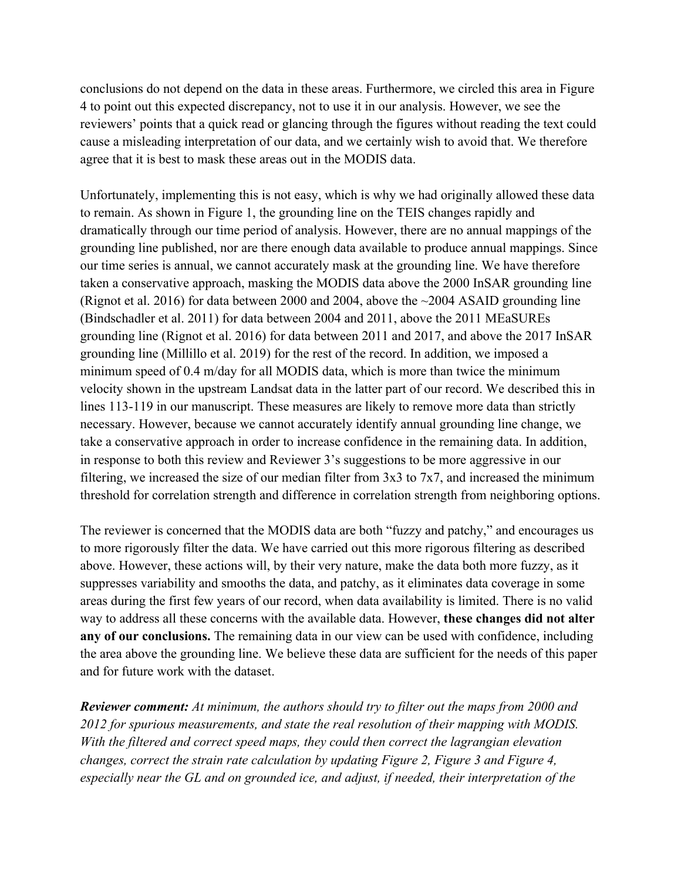conclusions do not depend on the data in these areas. Furthermore, we circled this area in Figure 4 to point out this expected discrepancy, not to use it in our analysis. However, we see the reviewers' points that a quick read or glancing through the figures without reading the text could cause a misleading interpretation of our data, and we certainly wish to avoid that. We therefore agree that it is best to mask these areas out in the MODIS data.

Unfortunately, implementing this is not easy, which is why we had originally allowed these data to remain. As shown in Figure 1, the grounding line on the TEIS changes rapidly and dramatically through our time period of analysis. However, there are no annual mappings of the grounding line published, nor are there enough data available to produce annual mappings. Since our time series is annual, we cannot accurately mask at the grounding line. We have therefore taken a conservative approach, masking the MODIS data above the 2000 InSAR grounding line (Rignot et al. 2016) for data between 2000 and 2004, above the ~2004 ASAID grounding line (Bindschadler et al. 2011) for data between 2004 and 2011, above the 2011 MEaSUREs grounding line (Rignot et al. 2016) for data between 2011 and 2017, and above the 2017 InSAR grounding line (Millillo et al. 2019) for the rest of the record. In addition, we imposed a minimum speed of 0.4 m/day for all MODIS data, which is more than twice the minimum velocity shown in the upstream Landsat data in the latter part of our record. We described this in lines 113-119 in our manuscript. These measures are likely to remove more data than strictly necessary. However, because we cannot accurately identify annual grounding line change, we take a conservative approach in order to increase confidence in the remaining data. In addition, in response to both this review and Reviewer 3's suggestions to be more aggressive in our filtering, we increased the size of our median filter from 3x3 to 7x7, and increased the minimum threshold for correlation strength and difference in correlation strength from neighboring options.

The reviewer is concerned that the MODIS data are both "fuzzy and patchy," and encourages us to more rigorously filter the data. We have carried out this more rigorous filtering as described above. However, these actions will, by their very nature, make the data both more fuzzy, as it suppresses variability and smooths the data, and patchy, as it eliminates data coverage in some areas during the first few years of our record, when data availability is limited. There is no valid way to address all these concerns with the available data. However, **these changes did not alter any of our conclusions.** The remaining data in our view can be used with confidence, including the area above the grounding line. We believe these data are sufficient for the needs of this paper and for future work with the dataset.

***Reviewer comment:*** *At minimum, the authors should try to filter out the maps from 2000 and 2012 for spurious measurements, and state the real resolution of their mapping with MODIS. With the filtered and correct speed maps, they could then correct the lagrangian elevation changes, correct the strain rate calculation by updating Figure 2, Figure 3 and Figure 4, especially near the GL and on grounded ice, and adjust, if needed, their interpretation of the*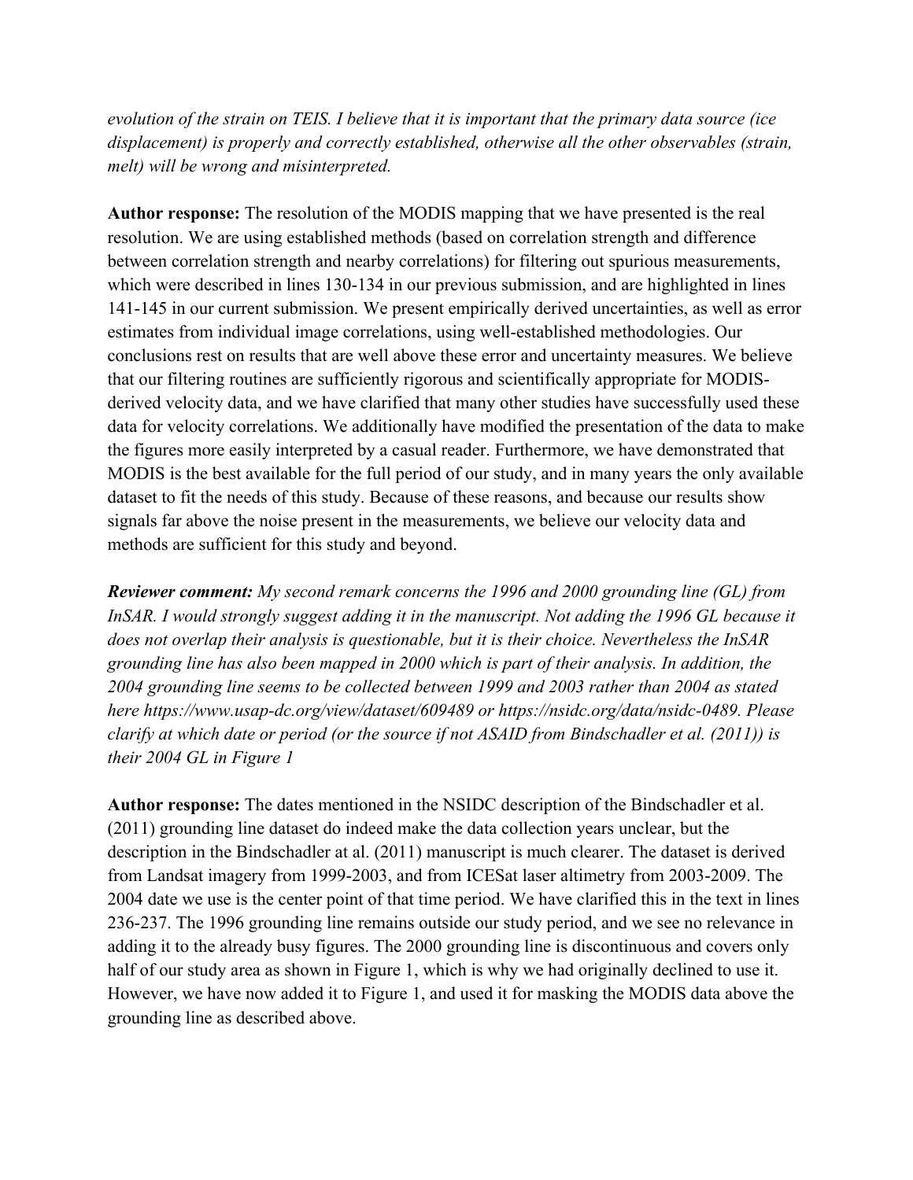*evolution of the strain on TEIS. I believe that it is important that the primary data source (ice displacement) is properly and correctly established, otherwise all the other observables (strain, melt) will be wrong and misinterpreted.*

**Author response:** The resolution of the MODIS mapping that we have presented is the real resolution. We are using established methods (based on correlation strength and difference between correlation strength and nearby correlations) for filtering out spurious measurements, which were described in lines 130-134 in our previous submission, and are highlighted in lines 141-145 in our current submission. We present empirically derived uncertainties, as well as error estimates from individual image correlations, using well-established methodologies. Our conclusions rest on results that are well above these error and uncertainty measures. We believe that our filtering routines are sufficiently rigorous and scientifically appropriate for MODIS-derived velocity data, and we have clarified that many other studies have successfully used these data for velocity correlations. We additionally have modified the presentation of the data to make the figures more easily interpreted by a casual reader. Furthermore, we have demonstrated that MODIS is the best available for the full period of our study, and in many years the only available dataset to fit the needs of this study. Because of these reasons, and because our results show signals far above the noise present in the measurements, we believe our velocity data and methods are sufficient for this study and beyond.

***Reviewer comment:*** *My second remark concerns the 1996 and 2000 grounding line (GL) from InSAR. I would strongly suggest adding it in the manuscript. Not adding the 1996 GL because it does not overlap their analysis is questionable, but it is their choice. Nevertheless the InSAR grounding line has also been mapped in 2000 which is part of their analysis. In addition, the 2004 grounding line seems to be collected between 1999 and 2003 rather than 2004 as stated here https://www.usap-dc.org/view/dataset/609489 or https://nsidc.org/data/nsidc-0489. Please clarify at which date or period (or the source if not ASAID from Bindschadler et al. (2011)) is their 2004 GL in Figure 1*

**Author response:** The dates mentioned in the NSIDC description of the Bindschadler et al. (2011) grounding line dataset do indeed make the data collection years unclear, but the description in the Bindschadler at al. (2011) manuscript is much clearer. The dataset is derived from Landsat imagery from 1999-2003, and from ICESat laser altimetry from 2003-2009. The 2004 date we use is the center point of that time period. We have clarified this in the text in lines 236-237. The 1996 grounding line remains outside our study period, and we see no relevance in adding it to the already busy figures. The 2000 grounding line is discontinuous and covers only half of our study area as shown in Figure 1, which is why we had originally declined to use it. However, we have now added it to Figure 1, and used it for masking the MODIS data above the grounding line as described above.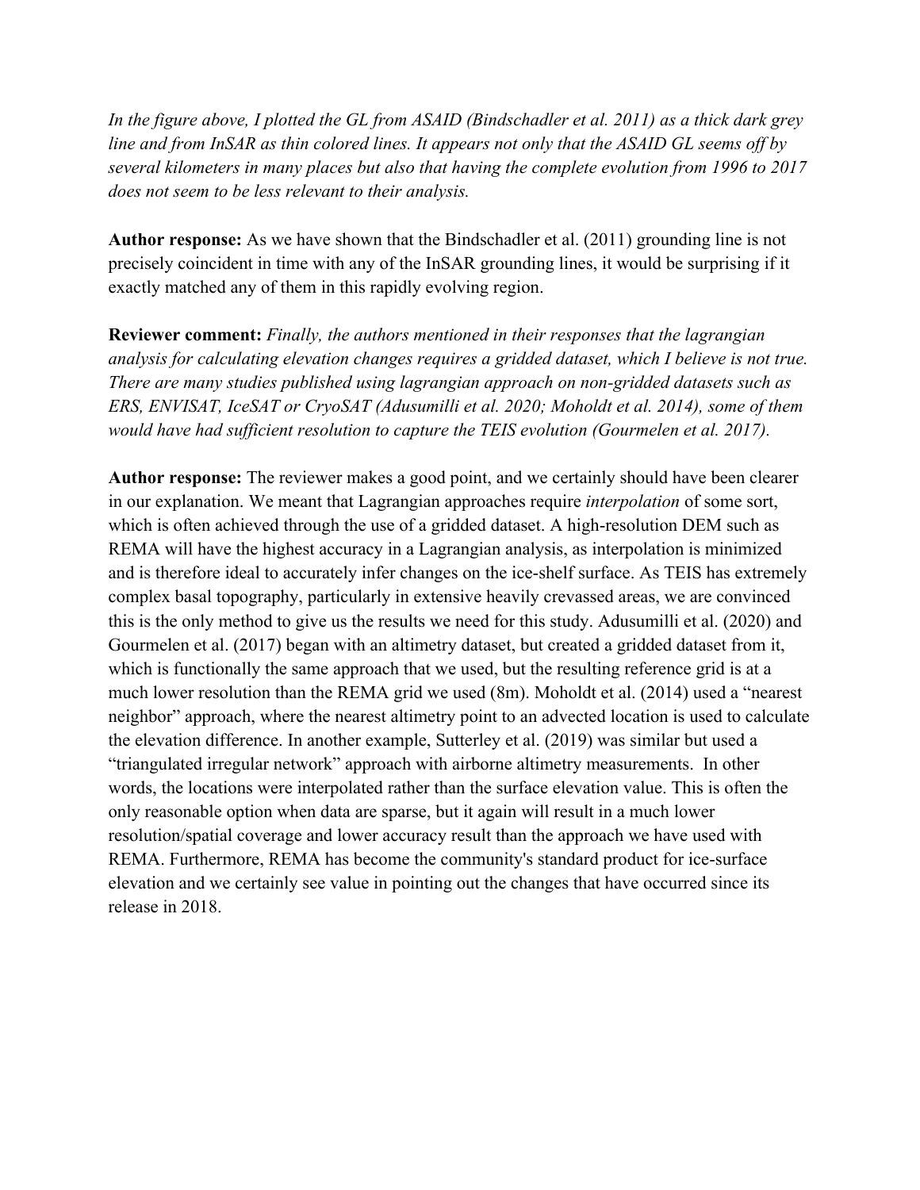*In the figure above, I plotted the GL from ASAID (Bindschadler et al. 2011) as a thick dark grey line and from InSAR as thin colored lines. It appears not only that the ASAID GL seems off by several kilometers in many places but also that having the complete evolution from 1996 to 2017 does not seem to be less relevant to their analysis.*

**Author response:** As we have shown that the Bindschadler et al. (2011) grounding line is not precisely coincident in time with any of the InSAR grounding lines, it would be surprising if it exactly matched any of them in this rapidly evolving region.

**Reviewer comment:** *Finally, the authors mentioned in their responses that the lagrangian analysis for calculating elevation changes requires a gridded dataset, which I believe is not true. There are many studies published using lagrangian approach on non-gridded datasets such as ERS, ENVISAT, IceSAT or CryoSAT (Adusumilli et al. 2020; Moholdt et al. 2014), some of them would have had sufficient resolution to capture the TEIS evolution (Gourmelen et al. 2017).*

**Author response:** The reviewer makes a good point, and we certainly should have been clearer in our explanation. We meant that Lagrangian approaches require *interpolation* of some sort, which is often achieved through the use of a gridded dataset. A high-resolution DEM such as REMA will have the highest accuracy in a Lagrangian analysis, as interpolation is minimized and is therefore ideal to accurately infer changes on the ice-shelf surface. As TEIS has extremely complex basal topography, particularly in extensive heavily crevassed areas, we are convinced this is the only method to give us the results we need for this study. Adusumilli et al. (2020) and Gourmelen et al. (2017) began with an altimetry dataset, but created a gridded dataset from it, which is functionally the same approach that we used, but the resulting reference grid is at a much lower resolution than the REMA grid we used (8m). Moholdt et al. (2014) used a "nearest neighbor" approach, where the nearest altimetry point to an advected location is used to calculate the elevation difference. In another example, Sutterley et al. (2019) was similar but used a "triangulated irregular network" approach with airborne altimetry measurements. In other words, the locations were interpolated rather than the surface elevation value. This is often the only reasonable option when data are sparse, but it again will result in a much lower resolution/spatial coverage and lower accuracy result than the approach we have used with REMA. Furthermore, REMA has become the community's standard product for ice-surface elevation and we certainly see value in pointing out the changes that have occurred since its release in 2018.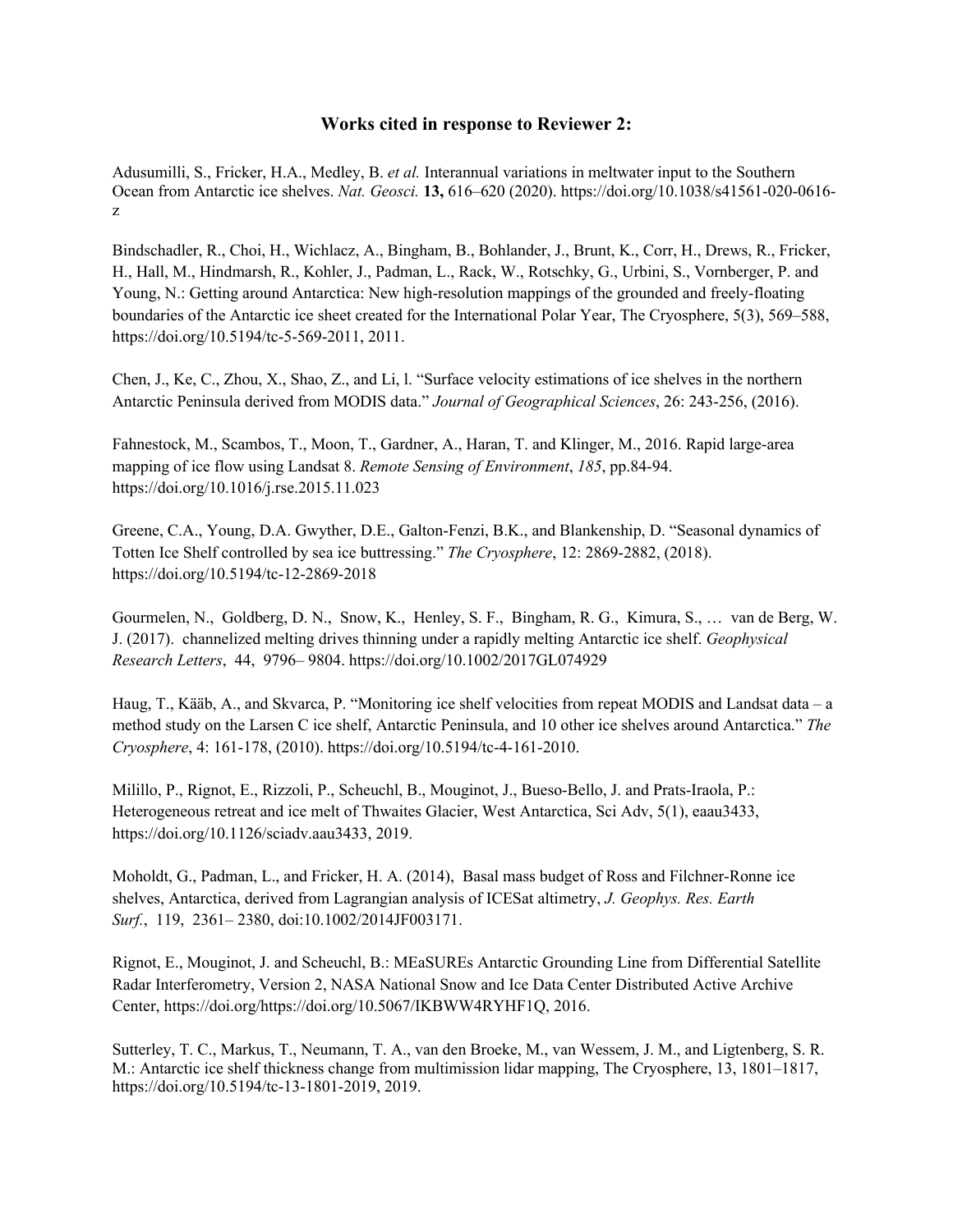## Works cited in response to Reviewer 2:

Adusumilli, S., Fricker, H.A., Medley, B. *et al.* Interannual variations in meltwater input to the Southern Ocean from Antarctic ice shelves. *Nat. Geosci.* **13,** 616–620 (2020). https://doi.org/10.1038/s41561-020-0616-z

Bindschadler, R., Choi, H., Wichlacz, A., Bingham, B., Bohlander, J., Brunt, K., Corr, H., Drews, R., Fricker, H., Hall, M., Hindmarsh, R., Kohler, J., Padman, L., Rack, W., Rotschky, G., Urbini, S., Vornberger, P. and Young, N.: Getting around Antarctica: New high-resolution mappings of the grounded and freely-floating boundaries of the Antarctic ice sheet created for the International Polar Year, The Cryosphere, 5(3), 569–588, https://doi.org/10.5194/tc-5-569-2011, 2011.

Chen, J., Ke, C., Zhou, X., Shao, Z., and Li, l. "Surface velocity estimations of ice shelves in the northern Antarctic Peninsula derived from MODIS data." *Journal of Geographical Sciences*, 26: 243-256, (2016).

Fahnestock, M., Scambos, T., Moon, T., Gardner, A., Haran, T. and Klinger, M., 2016. Rapid large-area mapping of ice flow using Landsat 8. *Remote Sensing of Environment*, *185*, pp.84-94. https://doi.org/10.1016/j.rse.2015.11.023

Greene, C.A., Young, D.A. Gwyther, D.E., Galton-Fenzi, B.K., and Blankenship, D. "Seasonal dynamics of Totten Ice Shelf controlled by sea ice buttressing." *The Cryosphere*, 12: 2869-2882, (2018). https://doi.org/10.5194/tc-12-2869-2018

Gourmelen, N., Goldberg, D. N., Snow, K., Henley, S. F., Bingham, R. G., Kimura, S., … van de Berg, W. J. (2017). channelized melting drives thinning under a rapidly melting Antarctic ice shelf. *Geophysical Research Letters*, 44, 9796– 9804. https://doi.org/10.1002/2017GL074929

Haug, T., Kääb, A., and Skvarca, P. "Monitoring ice shelf velocities from repeat MODIS and Landsat data – a method study on the Larsen C ice shelf, Antarctic Peninsula, and 10 other ice shelves around Antarctica." *The Cryosphere*, 4: 161-178, (2010). https://doi.org/10.5194/tc-4-161-2010.

Milillo, P., Rignot, E., Rizzoli, P., Scheuchl, B., Mouginot, J., Bueso-Bello, J. and Prats-Iraola, P.: Heterogeneous retreat and ice melt of Thwaites Glacier, West Antarctica, Sci Adv, 5(1), eaau3433, https://doi.org/10.1126/sciadv.aau3433, 2019.

Moholdt, G., Padman, L., and Fricker, H. A. (2014), Basal mass budget of Ross and Filchner-Ronne ice shelves, Antarctica, derived from Lagrangian analysis of ICESat altimetry, *J. Geophys. Res. Earth Surf.*, 119, 2361– 2380, doi:10.1002/2014JF003171.

Rignot, E., Mouginot, J. and Scheuchl, B.: MEaSUREs Antarctic Grounding Line from Differential Satellite Radar Interferometry, Version 2, NASA National Snow and Ice Data Center Distributed Active Archive Center, https://doi.org/https://doi.org/10.5067/IKBWW4RYHF1Q, 2016.

Sutterley, T. C., Markus, T., Neumann, T. A., van den Broeke, M., van Wessem, J. M., and Ligtenberg, S. R. M.: Antarctic ice shelf thickness change from multimission lidar mapping, The Cryosphere, 13, 1801–1817, https://doi.org/10.5194/tc-13-1801-2019, 2019.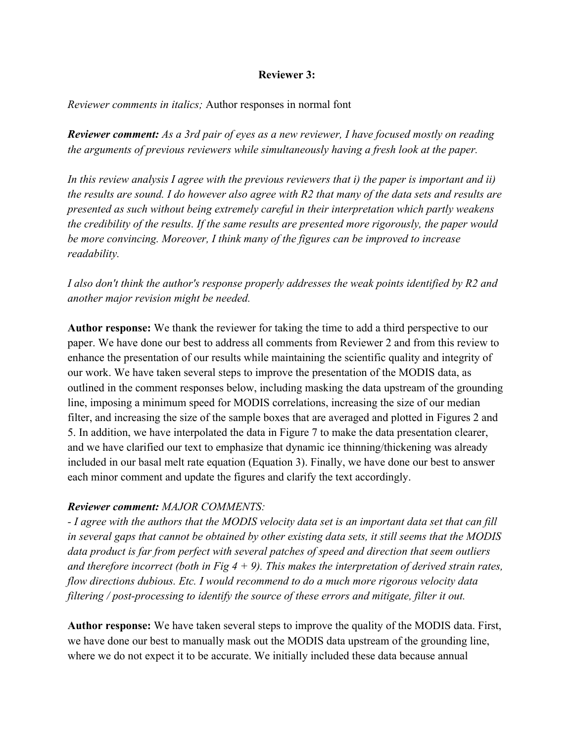**Reviewer 3:**

*Reviewer comments in italics;* Author responses in normal font

***Reviewer comment:*** *As a 3rd pair of eyes as a new reviewer, I have focused mostly on reading the arguments of previous reviewers while simultaneously having a fresh look at the paper.*

*In this review analysis I agree with the previous reviewers that i) the paper is important and ii) the results are sound. I do however also agree with R2 that many of the data sets and results are presented as such without being extremely careful in their interpretation which partly weakens the credibility of the results. If the same results are presented more rigorously, the paper would be more convincing. Moreover, I think many of the figures can be improved to increase readability.*

*I also don't think the author's response properly addresses the weak points identified by R2 and another major revision might be needed.*

**Author response:** We thank the reviewer for taking the time to add a third perspective to our paper. We have done our best to address all comments from Reviewer 2 and from this review to enhance the presentation of our results while maintaining the scientific quality and integrity of our work. We have taken several steps to improve the presentation of the MODIS data, as outlined in the comment responses below, including masking the data upstream of the grounding line, imposing a minimum speed for MODIS correlations, increasing the size of our median filter, and increasing the size of the sample boxes that are averaged and plotted in Figures 2 and 5. In addition, we have interpolated the data in Figure 7 to make the data presentation clearer, and we have clarified our text to emphasize that dynamic ice thinning/thickening was already included in our basal melt rate equation (Equation 3). Finally, we have done our best to answer each minor comment and update the figures and clarify the text accordingly.

***Reviewer comment:*** *MAJOR COMMENTS:*
*- I agree with the authors that the MODIS velocity data set is an important data set that can fill in several gaps that cannot be obtained by other existing data sets, it still seems that the MODIS data product is far from perfect with several patches of speed and direction that seem outliers and therefore incorrect (both in Fig 4 + 9). This makes the interpretation of derived strain rates, flow directions dubious. Etc. I would recommend to do a much more rigorous velocity data filtering / post-processing to identify the source of these errors and mitigate, filter it out.*

**Author response:** We have taken several steps to improve the quality of the MODIS data. First, we have done our best to manually mask out the MODIS data upstream of the grounding line, where we do not expect it to be accurate. We initially included these data because annual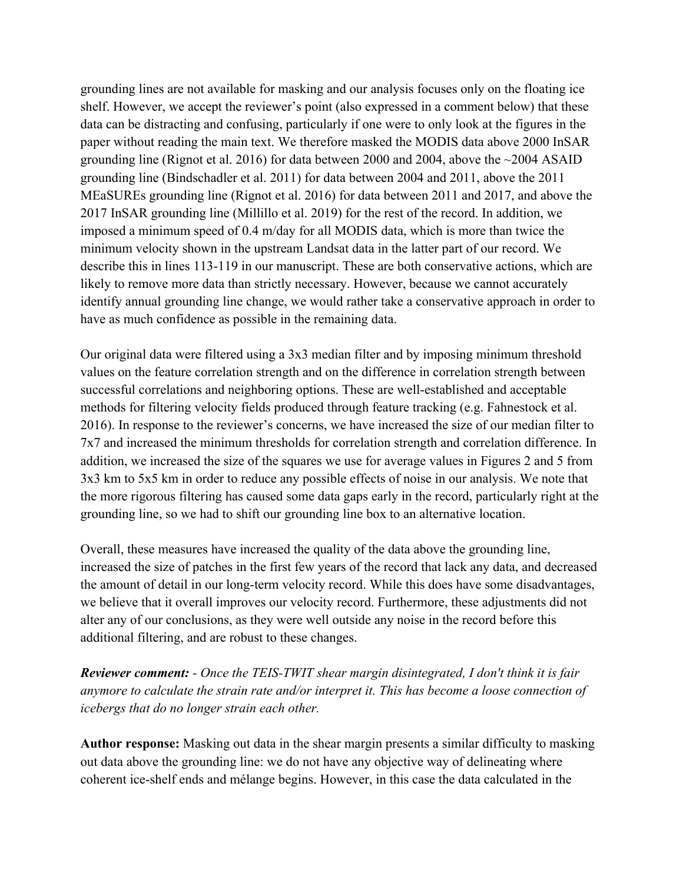grounding lines are not available for masking and our analysis focuses only on the floating ice shelf. However, we accept the reviewer's point (also expressed in a comment below) that these data can be distracting and confusing, particularly if one were to only look at the figures in the paper without reading the main text. We therefore masked the MODIS data above 2000 InSAR grounding line (Rignot et al. 2016) for data between 2000 and 2004, above the ~2004 ASAID grounding line (Bindschadler et al. 2011) for data between 2004 and 2011, above the 2011 MEaSUREs grounding line (Rignot et al. 2016) for data between 2011 and 2017, and above the 2017 InSAR grounding line (Millillo et al. 2019) for the rest of the record. In addition, we imposed a minimum speed of 0.4 m/day for all MODIS data, which is more than twice the minimum velocity shown in the upstream Landsat data in the latter part of our record. We describe this in lines 113-119 in our manuscript. These are both conservative actions, which are likely to remove more data than strictly necessary. However, because we cannot accurately identify annual grounding line change, we would rather take a conservative approach in order to have as much confidence as possible in the remaining data.

Our original data were filtered using a 3x3 median filter and by imposing minimum threshold values on the feature correlation strength and on the difference in correlation strength between successful correlations and neighboring options. These are well-established and acceptable methods for filtering velocity fields produced through feature tracking (e.g. Fahnestock et al. 2016). In response to the reviewer's concerns, we have increased the size of our median filter to 7x7 and increased the minimum thresholds for correlation strength and correlation difference. In addition, we increased the size of the squares we use for average values in Figures 2 and 5 from 3x3 km to 5x5 km in order to reduce any possible effects of noise in our analysis. We note that the more rigorous filtering has caused some data gaps early in the record, particularly right at the grounding line, so we had to shift our grounding line box to an alternative location.

Overall, these measures have increased the quality of the data above the grounding line, increased the size of patches in the first few years of the record that lack any data, and decreased the amount of detail in our long-term velocity record. While this does have some disadvantages, we believe that it overall improves our velocity record. Furthermore, these adjustments did not alter any of our conclusions, as they were well outside any noise in the record before this additional filtering, and are robust to these changes.

***Reviewer comment:*** *- Once the TEIS-TWIT shear margin disintegrated, I don't think it is fair anymore to calculate the strain rate and/or interpret it. This has become a loose connection of icebergs that do no longer strain each other.*

**Author response:** Masking out data in the shear margin presents a similar difficulty to masking out data above the grounding line: we do not have any objective way of delineating where coherent ice-shelf ends and mélange begins. However, in this case the data calculated in the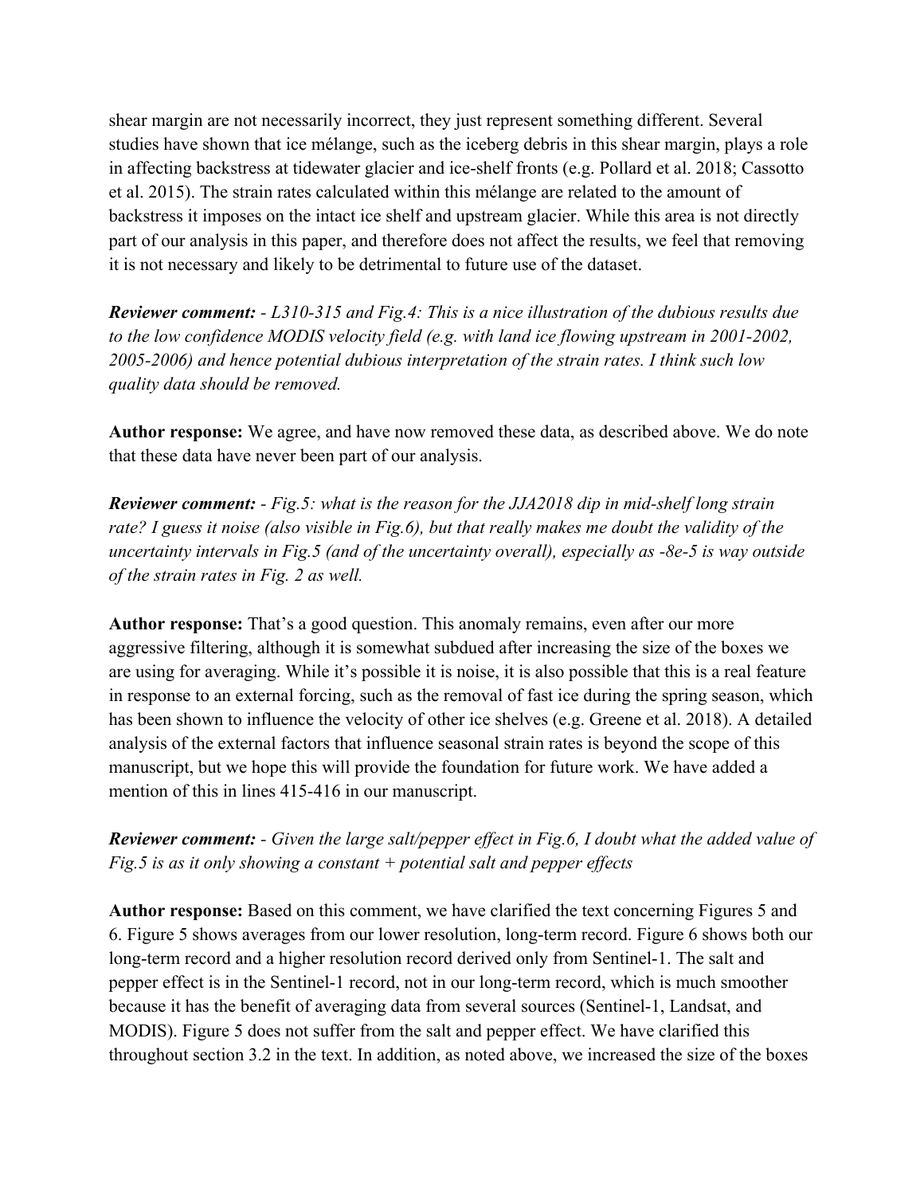shear margin are not necessarily incorrect, they just represent something different. Several studies have shown that ice mélange, such as the iceberg debris in this shear margin, plays a role in affecting backstress at tidewater glacier and ice-shelf fronts (e.g. Pollard et al. 2018; Cassotto et al. 2015). The strain rates calculated within this mélange are related to the amount of backstress it imposes on the intact ice shelf and upstream glacier. While this area is not directly part of our analysis in this paper, and therefore does not affect the results, we feel that removing it is not necessary and likely to be detrimental to future use of the dataset.

***Reviewer comment:*** *- L310-315 and Fig.4: This is a nice illustration of the dubious results due to the low confidence MODIS velocity field (e.g. with land ice flowing upstream in 2001-2002, 2005-2006) and hence potential dubious interpretation of the strain rates. I think such low quality data should be removed.*

**Author response:** We agree, and have now removed these data, as described above. We do note that these data have never been part of our analysis.

***Reviewer comment:*** *- Fig.5: what is the reason for the JJA2018 dip in mid-shelf long strain rate? I guess it noise (also visible in Fig.6), but that really makes me doubt the validity of the uncertainty intervals in Fig.5 (and of the uncertainty overall), especially as -8e-5 is way outside of the strain rates in Fig. 2 as well.*

**Author response:** That's a good question. This anomaly remains, even after our more aggressive filtering, although it is somewhat subdued after increasing the size of the boxes we are using for averaging. While it's possible it is noise, it is also possible that this is a real feature in response to an external forcing, such as the removal of fast ice during the spring season, which has been shown to influence the velocity of other ice shelves (e.g. Greene et al. 2018). A detailed analysis of the external factors that influence seasonal strain rates is beyond the scope of this manuscript, but we hope this will provide the foundation for future work. We have added a mention of this in lines 415-416 in our manuscript.

***Reviewer comment:*** *- Given the large salt/pepper effect in Fig.6, I doubt what the added value of Fig.5 is as it only showing a constant + potential salt and pepper effects*

**Author response:** Based on this comment, we have clarified the text concerning Figures 5 and 6. Figure 5 shows averages from our lower resolution, long-term record. Figure 6 shows both our long-term record and a higher resolution record derived only from Sentinel-1. The salt and pepper effect is in the Sentinel-1 record, not in our long-term record, which is much smoother because it has the benefit of averaging data from several sources (Sentinel-1, Landsat, and MODIS). Figure 5 does not suffer from the salt and pepper effect. We have clarified this throughout section 3.2 in the text. In addition, as noted above, we increased the size of the boxes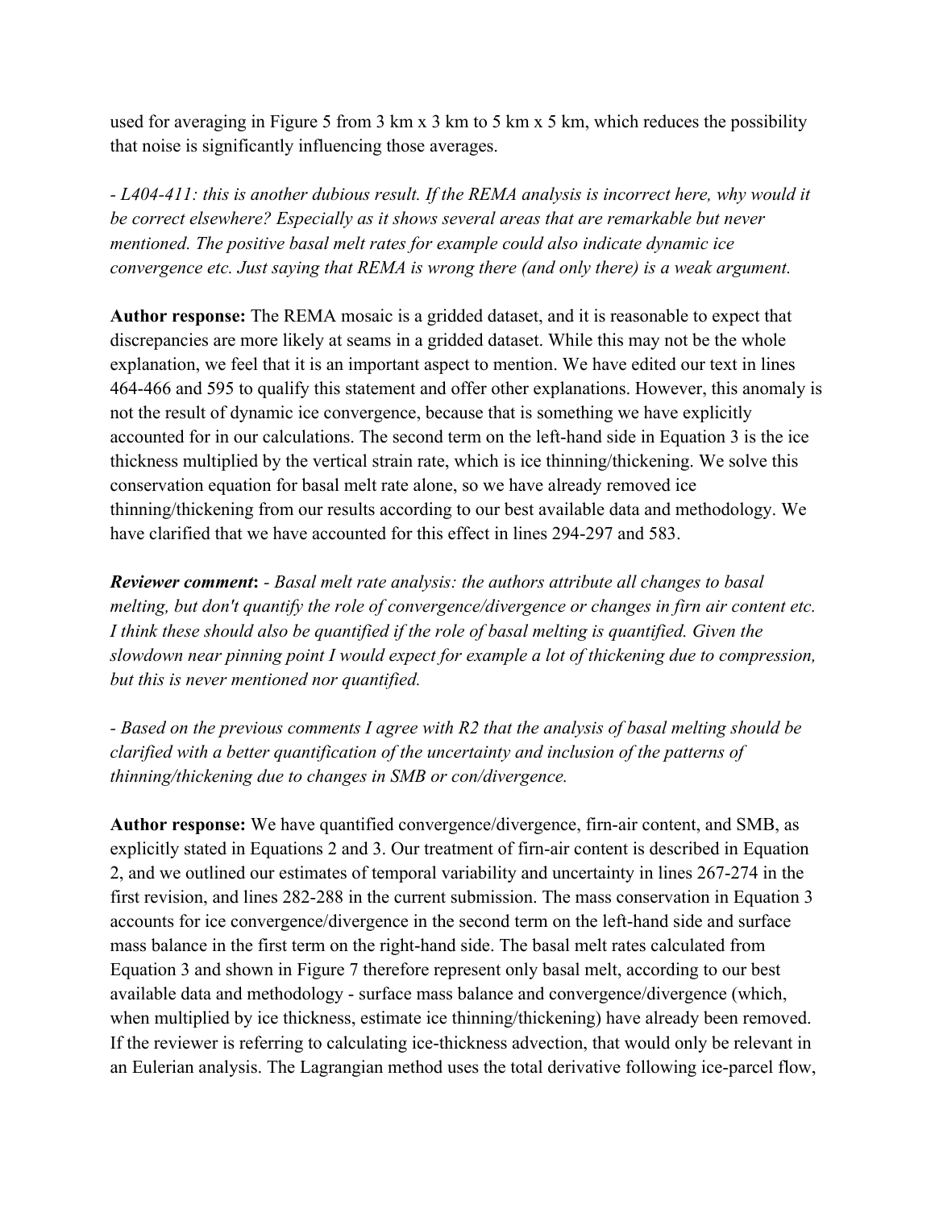used for averaging in Figure 5 from 3 km x 3 km to 5 km x 5 km, which reduces the possibility that noise is significantly influencing those averages.

*- L404-411: this is another dubious result. If the REMA analysis is incorrect here, why would it be correct elsewhere? Especially as it shows several areas that are remarkable but never mentioned. The positive basal melt rates for example could also indicate dynamic ice convergence etc. Just saying that REMA is wrong there (and only there) is a weak argument.*

**Author response:** The REMA mosaic is a gridded dataset, and it is reasonable to expect that discrepancies are more likely at seams in a gridded dataset. While this may not be the whole explanation, we feel that it is an important aspect to mention. We have edited our text in lines 464-466 and 595 to qualify this statement and offer other explanations. However, this anomaly is not the result of dynamic ice convergence, because that is something we have explicitly accounted for in our calculations. The second term on the left-hand side in Equation 3 is the ice thickness multiplied by the vertical strain rate, which is ice thinning/thickening. We solve this conservation equation for basal melt rate alone, so we have already removed ice thinning/thickening from our results according to our best available data and methodology. We have clarified that we have accounted for this effect in lines 294-297 and 583.

***Reviewer comment*:** *- Basal melt rate analysis: the authors attribute all changes to basal melting, but don't quantify the role of convergence/divergence or changes in firn air content etc. I think these should also be quantified if the role of basal melting is quantified. Given the slowdown near pinning point I would expect for example a lot of thickening due to compression, but this is never mentioned nor quantified.*

*- Based on the previous comments I agree with R2 that the analysis of basal melting should be clarified with a better quantification of the uncertainty and inclusion of the patterns of thinning/thickening due to changes in SMB or con/divergence.*

**Author response:** We have quantified convergence/divergence, firn-air content, and SMB, as explicitly stated in Equations 2 and 3. Our treatment of firn-air content is described in Equation 2, and we outlined our estimates of temporal variability and uncertainty in lines 267-274 in the first revision, and lines 282-288 in the current submission. The mass conservation in Equation 3 accounts for ice convergence/divergence in the second term on the left-hand side and surface mass balance in the first term on the right-hand side. The basal melt rates calculated from Equation 3 and shown in Figure 7 therefore represent only basal melt, according to our best available data and methodology - surface mass balance and convergence/divergence (which, when multiplied by ice thickness, estimate ice thinning/thickening) have already been removed. If the reviewer is referring to calculating ice-thickness advection, that would only be relevant in an Eulerian analysis. The Lagrangian method uses the total derivative following ice-parcel flow,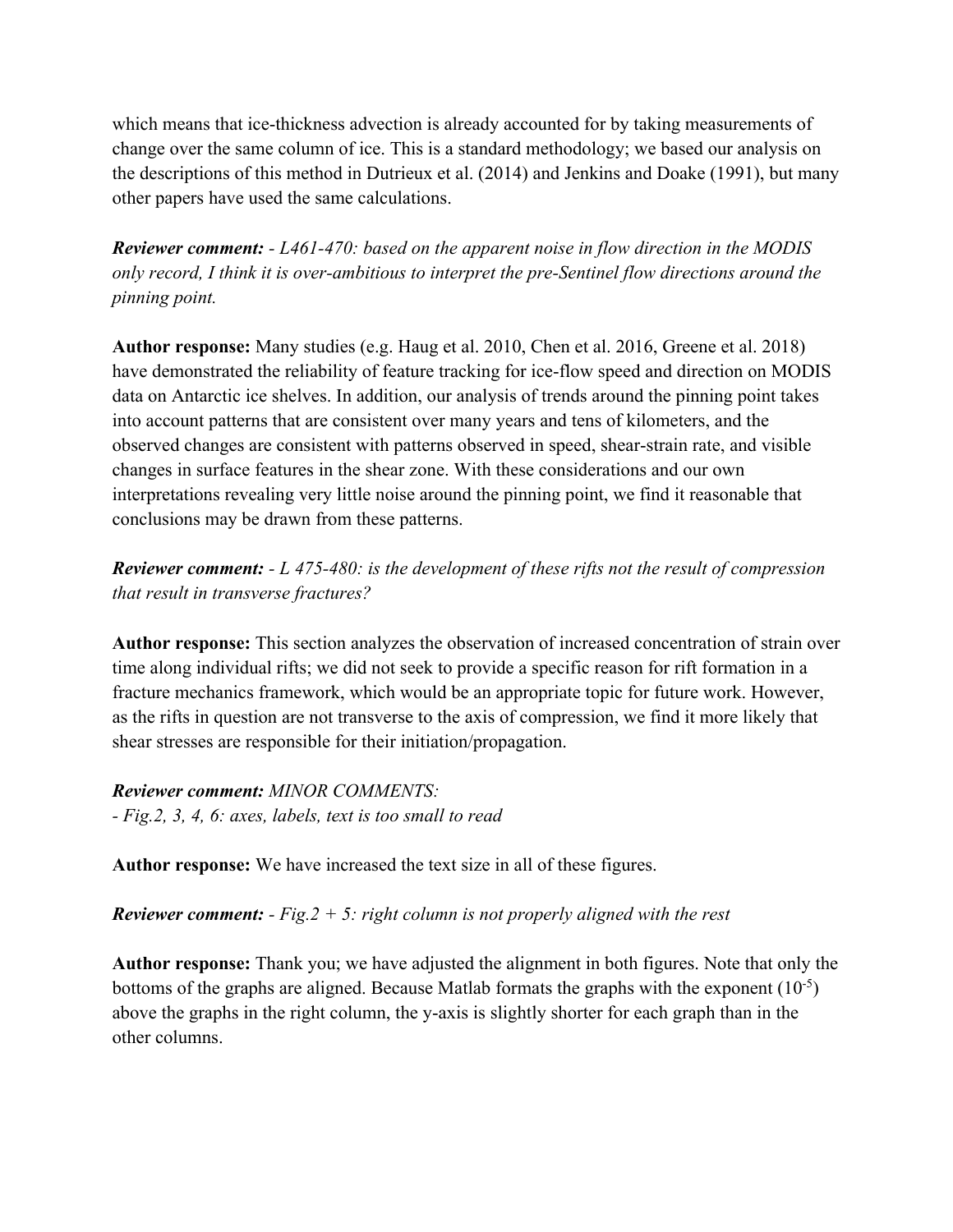which means that ice-thickness advection is already accounted for by taking measurements of change over the same column of ice. This is a standard methodology; we based our analysis on the descriptions of this method in Dutrieux et al. (2014) and Jenkins and Doake (1991), but many other papers have used the same calculations.

***Reviewer comment:*** *- L461-470: based on the apparent noise in flow direction in the MODIS only record, I think it is over-ambitious to interpret the pre-Sentinel flow directions around the pinning point.*

**Author response:** Many studies (e.g. Haug et al. 2010, Chen et al. 2016, Greene et al. 2018) have demonstrated the reliability of feature tracking for ice-flow speed and direction on MODIS data on Antarctic ice shelves. In addition, our analysis of trends around the pinning point takes into account patterns that are consistent over many years and tens of kilometers, and the observed changes are consistent with patterns observed in speed, shear-strain rate, and visible changes in surface features in the shear zone. With these considerations and our own interpretations revealing very little noise around the pinning point, we find it reasonable that conclusions may be drawn from these patterns.

***Reviewer comment:*** *- L 475-480: is the development of these rifts not the result of compression that result in transverse fractures?*

**Author response:** This section analyzes the observation of increased concentration of strain over time along individual rifts; we did not seek to provide a specific reason for rift formation in a fracture mechanics framework, which would be an appropriate topic for future work. However, as the rifts in question are not transverse to the axis of compression, we find it more likely that shear stresses are responsible for their initiation/propagation.

***Reviewer comment:*** *MINOR COMMENTS:*
*- Fig.2, 3, 4, 6: axes, labels, text is too small to read*

**Author response:** We have increased the text size in all of these figures.

***Reviewer comment:*** *- Fig.2 + 5: right column is not properly aligned with the rest*

**Author response:** Thank you; we have adjusted the alignment in both figures. Note that only the bottoms of the graphs are aligned. Because Matlab formats the graphs with the exponent ($10^{-5}$) above the graphs in the right column, the y-axis is slightly shorter for each graph than in the other columns.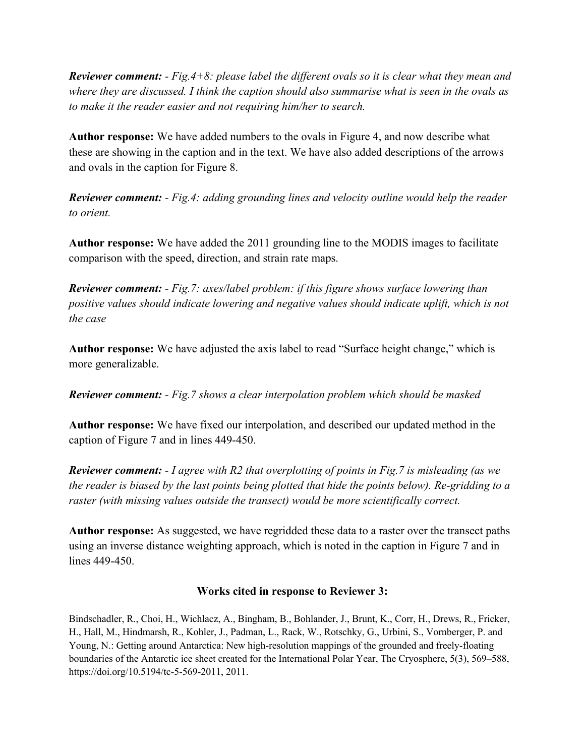***Reviewer comment:*** *- Fig.4+8: please label the different ovals so it is clear what they mean and where they are discussed. I think the caption should also summarise what is seen in the ovals as to make it the reader easier and not requiring him/her to search.*

**Author response:** We have added numbers to the ovals in Figure 4, and now describe what these are showing in the caption and in the text. We have also added descriptions of the arrows and ovals in the caption for Figure 8.

***Reviewer comment:*** *- Fig.4: adding grounding lines and velocity outline would help the reader to orient.*

**Author response:** We have added the 2011 grounding line to the MODIS images to facilitate comparison with the speed, direction, and strain rate maps.

***Reviewer comment:*** *- Fig.7: axes/label problem: if this figure shows surface lowering than positive values should indicate lowering and negative values should indicate uplift, which is not the case*

**Author response:** We have adjusted the axis label to read "Surface height change," which is more generalizable.

***Reviewer comment:*** *- Fig.7 shows a clear interpolation problem which should be masked*

**Author response:** We have fixed our interpolation, and described our updated method in the caption of Figure 7 and in lines 449-450.

***Reviewer comment:*** *- I agree with R2 that overplotting of points in Fig.7 is misleading (as we the reader is biased by the last points being plotted that hide the points below). Re-gridding to a raster (with missing values outside the transect) would be more scientifically correct.*

**Author response:** As suggested, we have regridded these data to a raster over the transect paths using an inverse distance weighting approach, which is noted in the caption in Figure 7 and in lines 449-450.

## Works cited in response to Reviewer 3:

Bindschadler, R., Choi, H., Wichlacz, A., Bingham, B., Bohlander, J., Brunt, K., Corr, H., Drews, R., Fricker, H., Hall, M., Hindmarsh, R., Kohler, J., Padman, L., Rack, W., Rotschky, G., Urbini, S., Vornberger, P. and Young, N.: Getting around Antarctica: New high-resolution mappings of the grounded and freely-floating boundaries of the Antarctic ice sheet created for the International Polar Year, The Cryosphere, 5(3), 569–588, https://doi.org/10.5194/tc-5-569-2011, 2011.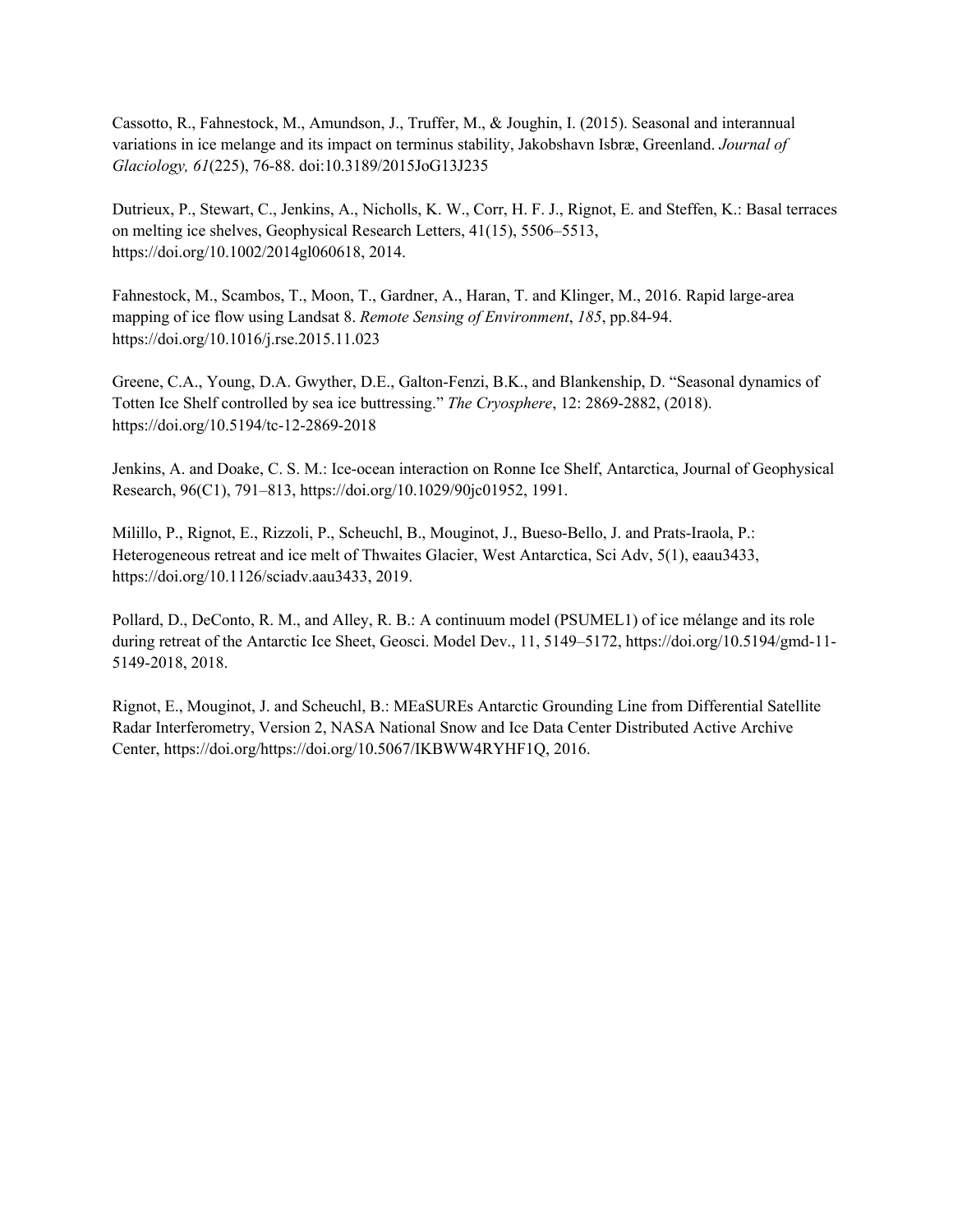Cassotto, R., Fahnestock, M., Amundson, J., Truffer, M., & Joughin, I. (2015). Seasonal and interannual variations in ice melange and its impact on terminus stability, Jakobshavn Isbræ, Greenland. *Journal of Glaciology, 61*(225), 76-88. doi:10.3189/2015JoG13J235

Dutrieux, P., Stewart, C., Jenkins, A., Nicholls, K. W., Corr, H. F. J., Rignot, E. and Steffen, K.: Basal terraces on melting ice shelves, Geophysical Research Letters, 41(15), 5506–5513, https://doi.org/10.1002/2014gl060618, 2014.

Fahnestock, M., Scambos, T., Moon, T., Gardner, A., Haran, T. and Klinger, M., 2016. Rapid large-area mapping of ice flow using Landsat 8. *Remote Sensing of Environment*, *185*, pp.84-94. https://doi.org/10.1016/j.rse.2015.11.023

Greene, C.A., Young, D.A. Gwyther, D.E., Galton-Fenzi, B.K., and Blankenship, D. "Seasonal dynamics of Totten Ice Shelf controlled by sea ice buttressing." *The Cryosphere*, 12: 2869-2882, (2018). https://doi.org/10.5194/tc-12-2869-2018

Jenkins, A. and Doake, C. S. M.: Ice-ocean interaction on Ronne Ice Shelf, Antarctica, Journal of Geophysical Research, 96(C1), 791–813, https://doi.org/10.1029/90jc01952, 1991.

Milillo, P., Rignot, E., Rizzoli, P., Scheuchl, B., Mouginot, J., Bueso-Bello, J. and Prats-Iraola, P.: Heterogeneous retreat and ice melt of Thwaites Glacier, West Antarctica, Sci Adv, 5(1), eaau3433, https://doi.org/10.1126/sciadv.aau3433, 2019.

Pollard, D., DeConto, R. M., and Alley, R. B.: A continuum model (PSUMEL1) of ice mélange and its role during retreat of the Antarctic Ice Sheet, Geosci. Model Dev., 11, 5149–5172, https://doi.org/10.5194/gmd-11-5149-2018, 2018.

Rignot, E., Mouginot, J. and Scheuchl, B.: MEaSUREs Antarctic Grounding Line from Differential Satellite Radar Interferometry, Version 2, NASA National Snow and Ice Data Center Distributed Active Archive Center, https://doi.org/https://doi.org/10.5067/IKBWW4RYHF1Q, 2016.